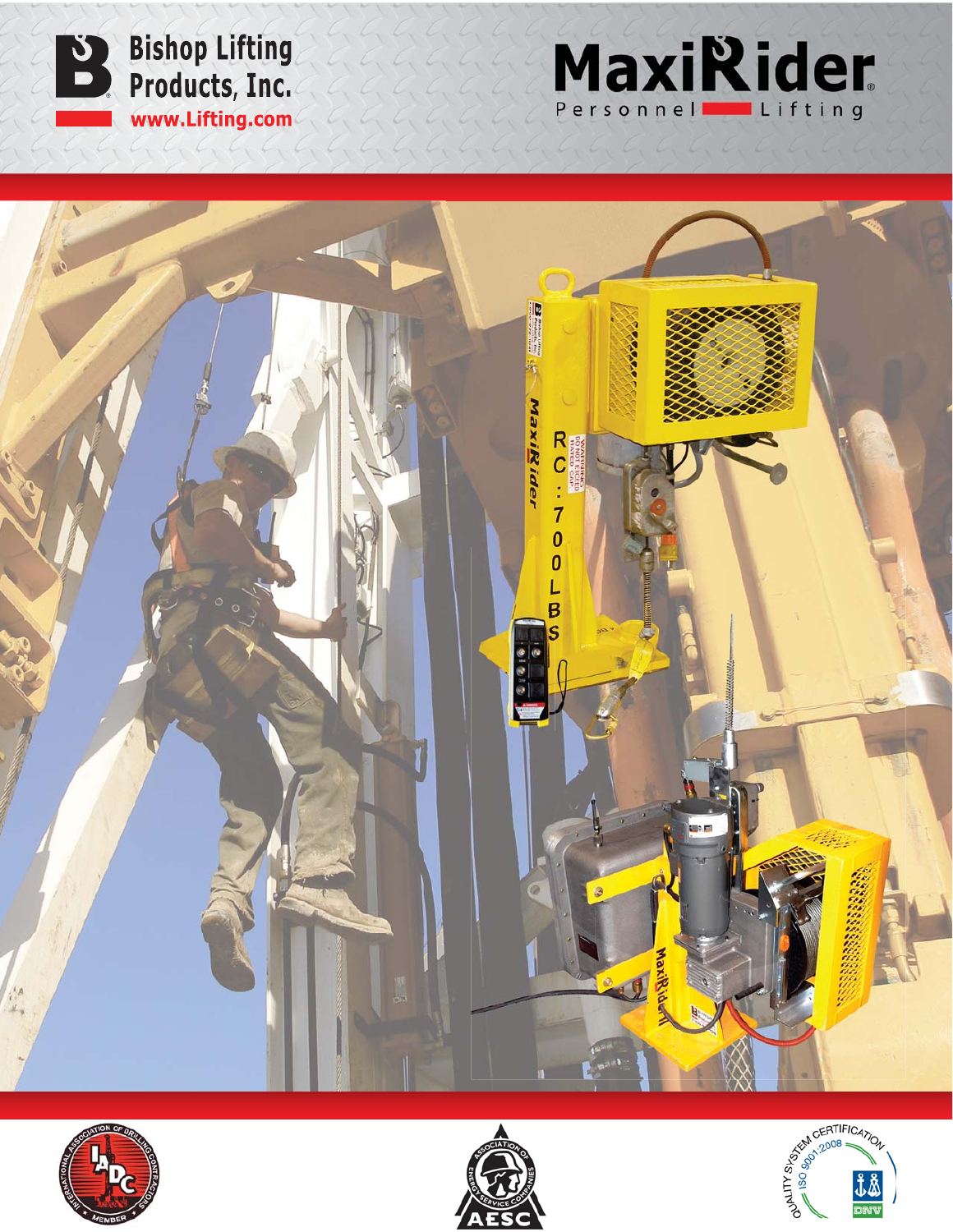Bishop Lifting Products, Inc.

www.Lifting.com

# MaxiRider®

Personnel Lifting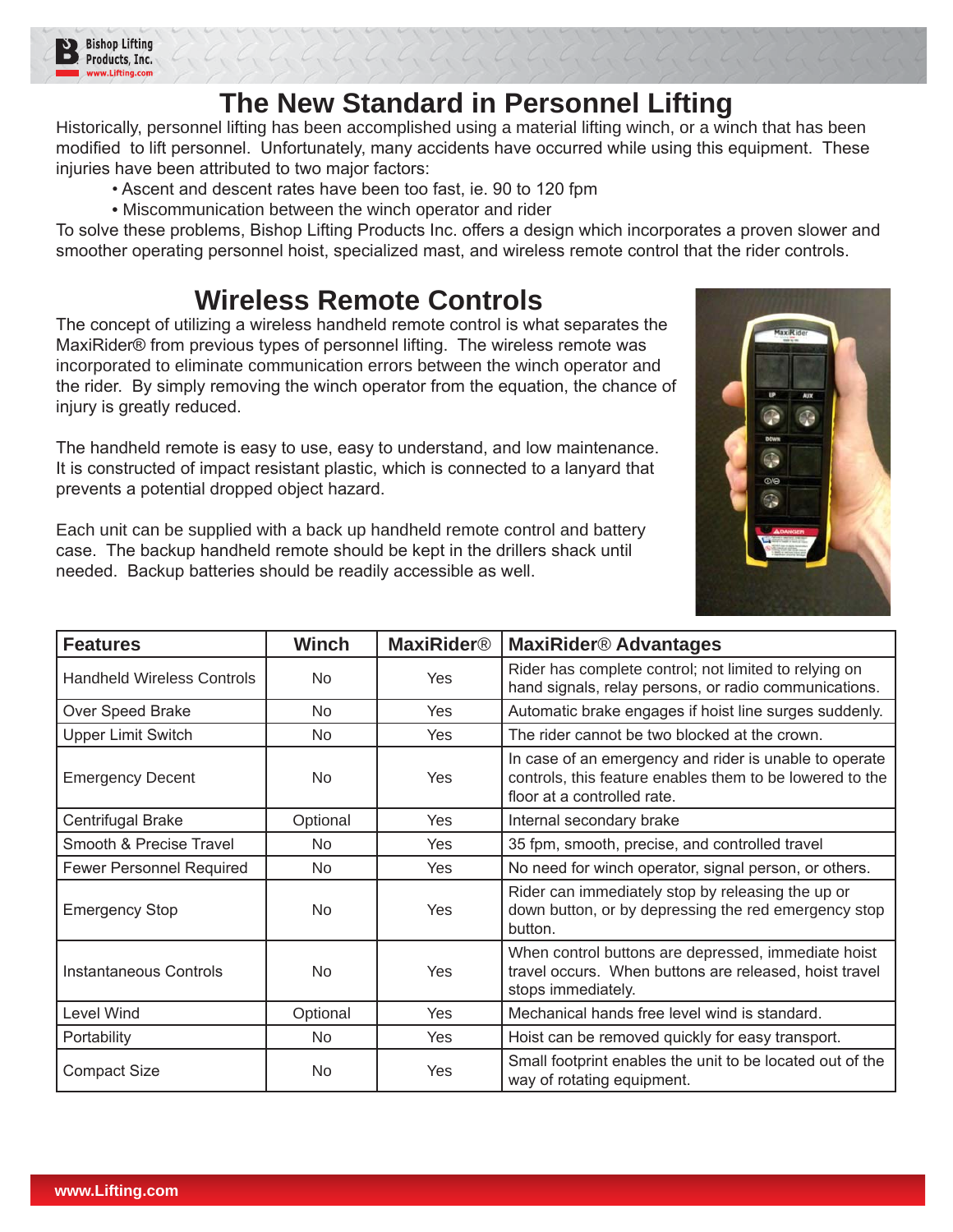# The New Standard in Personnel Lifting

Historically, personnel lifting has been accomplished using a material lifting winch, or a winch that has been modified to lift personnel. Unfortunately, many accidents have occurred while using this equipment. These injuries have been attributed to two major factors:

- Ascent and descent rates have been too fast, ie. 90 to 120 fpm
- Miscommunication between the winch operator and rider

To solve these problems, Bishop Lifting Products Inc. offers a design which incorporates a proven slower and smoother operating personnel hoist, specialized mast, and wireless remote control that the rider controls.

## Wireless Remote Controls

The concept of utilizing a wireless handheld remote control is what separates the MaxiRider® from previous types of personnel lifting. The wireless remote was incorporated to eliminate communication errors between the winch operator and the rider. By simply removing the winch operator from the equation, the chance of injury is greatly reduced.

The handheld remote is easy to use, easy to understand, and low maintenance. It is constructed of impact resistant plastic, which is connected to a lanyard that prevents a potential dropped object hazard.

Each unit can be supplied with a back up handheld remote control and battery case. The backup handheld remote should be kept in the drillers shack until needed. Backup batteries should be readily accessible as well.

| Features | Winch | MaxiRider® | MaxiRider® Advantages |
|---|---|---|---|
| Handheld Wireless Controls | No | Yes | Rider has complete control; not limited to relying on hand signals, relay persons, or radio communications. |
| Over Speed Brake | No | Yes | Automatic brake engages if hoist line surges suddenly. |
| Upper Limit Switch | No | Yes | The rider cannot be two blocked at the crown. |
| Emergency Decent | No | Yes | In case of an emergency and rider is unable to operate controls, this feature enables them to be lowered to the floor at a controlled rate. |
| Centrifugal Brake | Optional | Yes | Internal secondary brake |
| Smooth & Precise Travel | No | Yes | 35 fpm, smooth, precise, and controlled travel |
| Fewer Personnel Required | No | Yes | No need for winch operator, signal person, or others. |
| Emergency Stop | No | Yes | Rider can immediately stop by releasing the up or down button, or by depressing the red emergency stop button. |
| Instantaneous Controls | No | Yes | When control buttons are depressed, immediate hoist travel occurs. When buttons are released, hoist travel stops immediately. |
| Level Wind | Optional | Yes | Mechanical hands free level wind is standard. |
| Portability | No | Yes | Hoist can be removed quickly for easy transport. |
| Compact Size | No | Yes | Small footprint enables the unit to be located out of the way of rotating equipment. |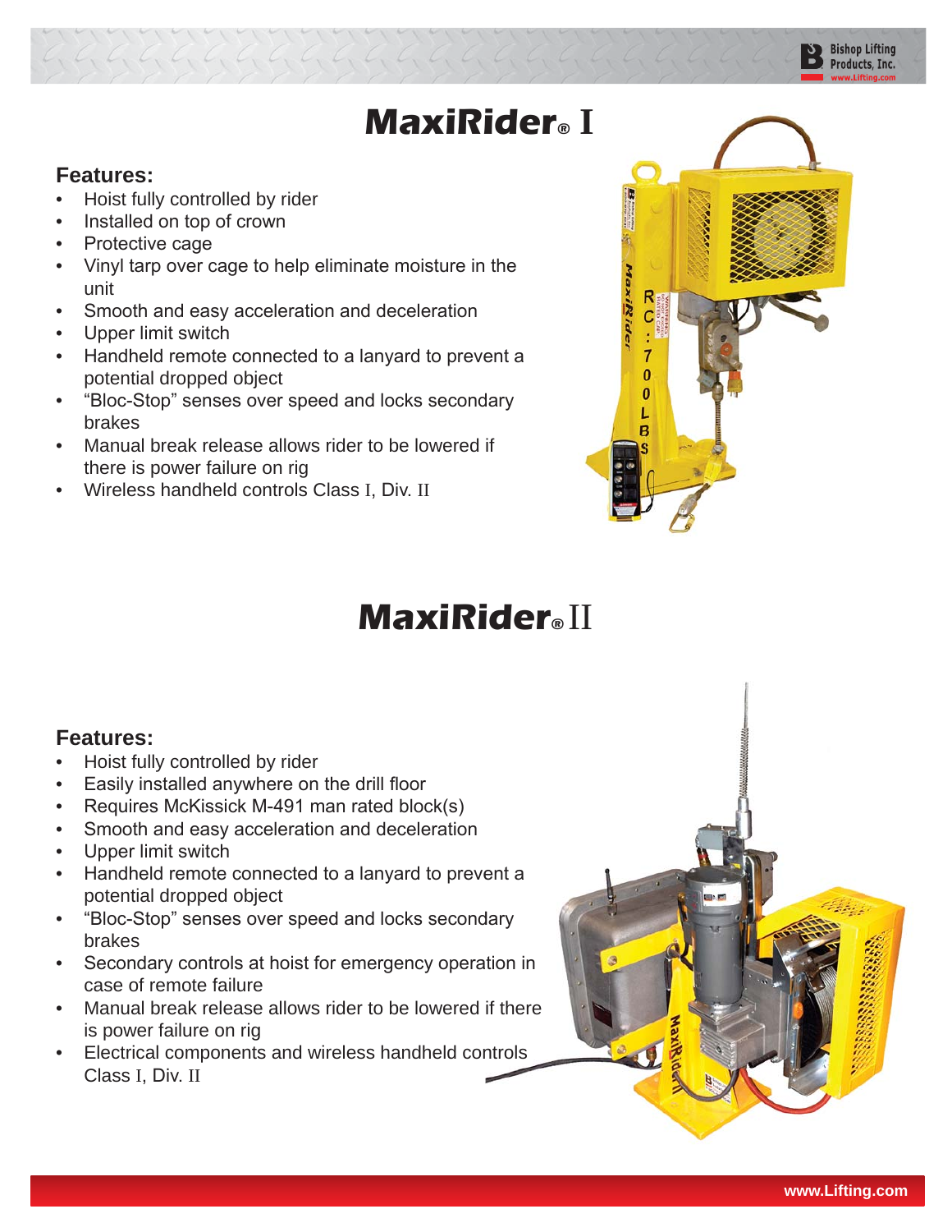# MaxiRider® I

## Features:

- Hoist fully controlled by rider
- Installed on top of crown
- Protective cage
- Vinyl tarp over cage to help eliminate moisture in the unit
- Smooth and easy acceleration and deceleration
- Upper limit switch
- Handheld remote connected to a lanyard to prevent a potential dropped object
- “Bloc-Stop” senses over speed and locks secondary brakes
- Manual break release allows rider to be lowered if there is power failure on rig
- Wireless handheld controls Class I, Div. II

# MaxiRider® II

## Features:

- Hoist fully controlled by rider
- Easily installed anywhere on the drill floor
- Requires McKissick M-491 man rated block(s)
- Smooth and easy acceleration and deceleration
- Upper limit switch
- Handheld remote connected to a lanyard to prevent a potential dropped object
- “Bloc-Stop” senses over speed and locks secondary brakes
- Secondary controls at hoist for emergency operation in case of remote failure
- Manual break release allows rider to be lowered if there is power failure on rig
- Electrical components and wireless handheld controls Class I, Div. II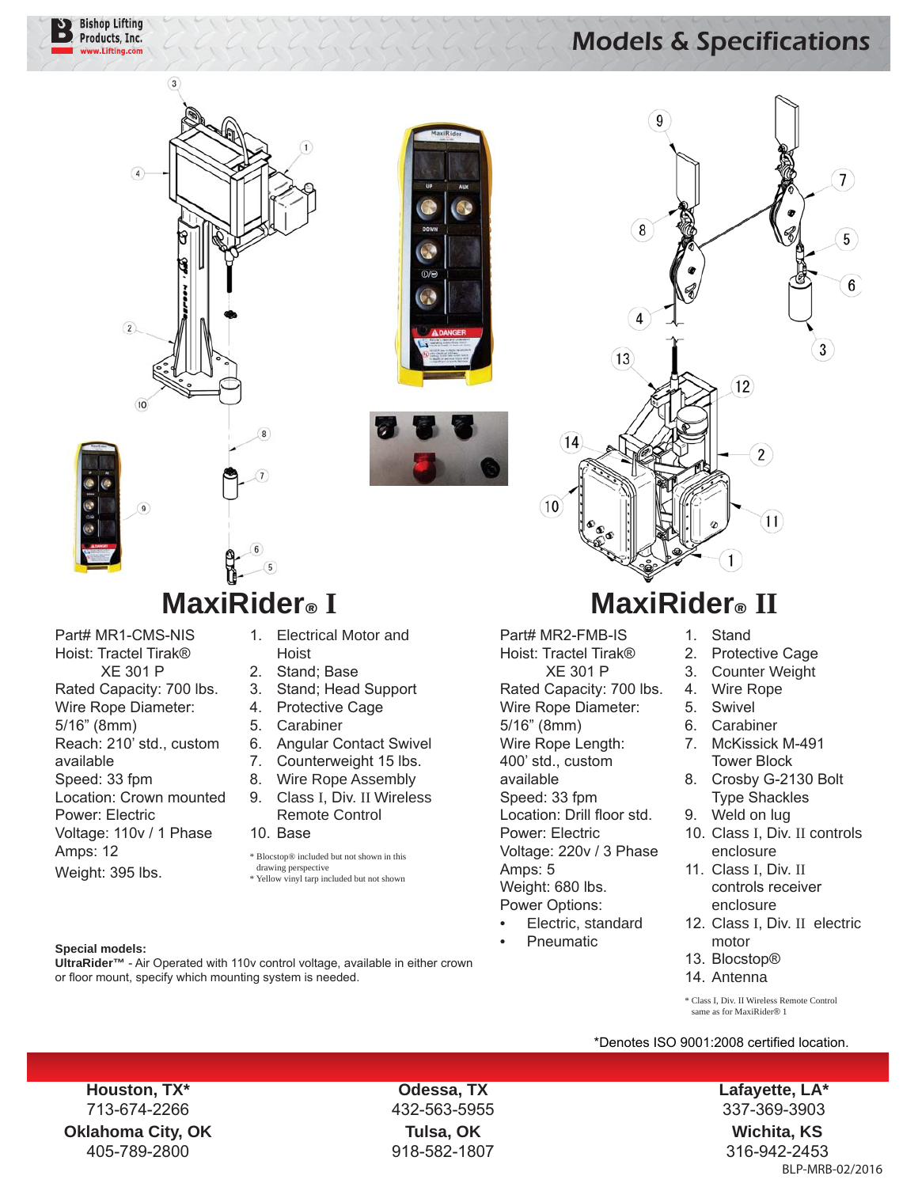# Models & Specifications

## MaxiRider® I

Part# MR1-CMS-NIS
Hoist: Tractel Tirak®
XE 301 P
Rated Capacity: 700 lbs.
Wire Rope Diameter: 5/16" (8mm)
Reach: 210' std., custom available
Speed: 33 fpm
Location: Crown mounted
Power: Electric
Voltage: 110v / 1 Phase
Amps: 12
Weight: 395 lbs.

1. Electrical Motor and Hoist
2. Stand; Base
3. Stand; Head Support
4. Protective Cage
5. Carabiner
6. Angular Contact Swivel
7. Counterweight 15 lbs.
8. Wire Rope Assembly
9. Class I, Div. II Wireless Remote Control
10. Base

* Blocstop® included but not shown in this drawing perspective
* Yellow vinyl tarp included but not shown

**Special models:**
**UltraRider™** - Air Operated with 110v control voltage, available in either crown or floor mount, specify which mounting system is needed.

## MaxiRider® II

Part# MR2-FMB-IS
Hoist: Tractel Tirak®
XE 301 P
Rated Capacity: 700 lbs.
Wire Rope Diameter: 5/16" (8mm)
Wire Rope Length: 400' std., custom available
Speed: 33 fpm
Location: Drill floor std.
Power: Electric
Voltage: 220v / 3 Phase
Amps: 5
Weight: 680 lbs.
Power Options:

- Electric, standard
- Pneumatic

1. Stand
2. Protective Cage
3. Counter Weight
4. Wire Rope
5. Swivel
6. Carabiner
7. McKissick M-491 Tower Block
8. Crosby G-2130 Bolt Type Shackles
9. Weld on lug
10. Class I, Div. II controls enclosure
11. Class I, Div. II controls receiver enclosure
12. Class I, Div. II electric motor
13. Blocstop®
14. Antenna

* Class I, Div. II Wireless Remote Control same as for MaxiRider® 1

*Denotes ISO 9001:2008 certified location.

**Houston, TX***
713-674-2266

**Oklahoma City, OK**
405-789-2800

**Odessa, TX**
432-563-5955

**Tulsa, OK**
918-582-1807

**Lafayette, LA***
337-369-3903

**Wichita, KS**
316-942-2453

BLP-MRB-02/2016